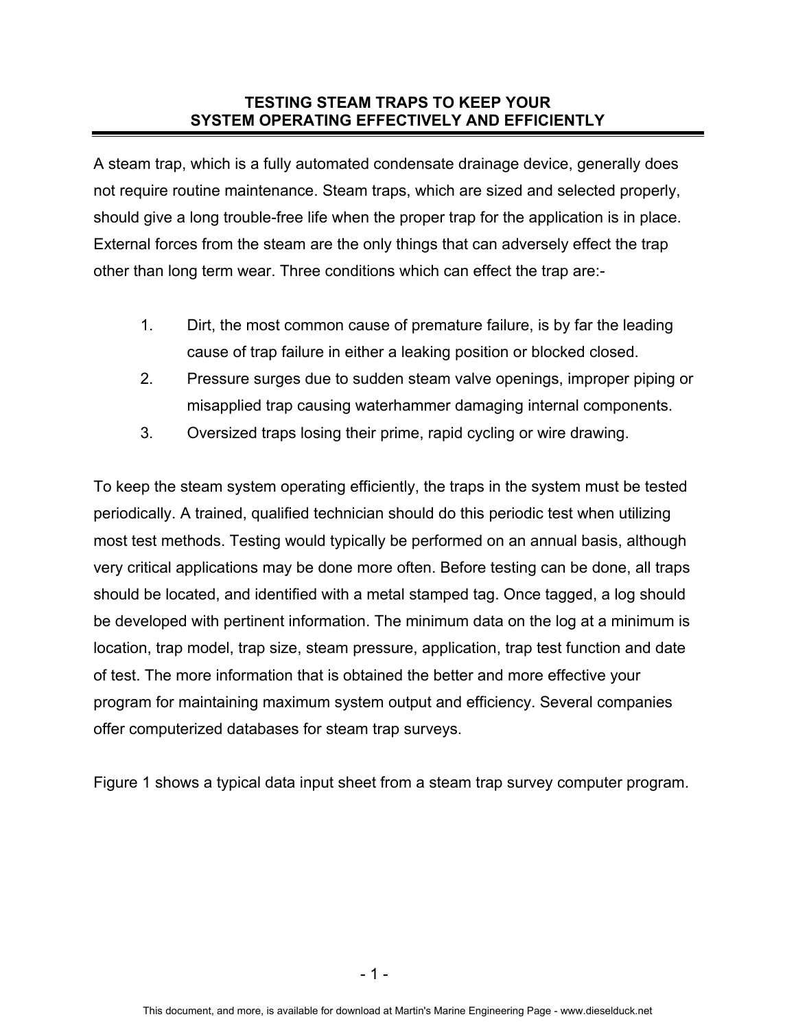# TESTING STEAM TRAPS TO KEEP YOUR SYSTEM OPERATING EFFECTIVELY AND EFFICIENTLY

A steam trap, which is a fully automated condensate drainage device, generally does not require routine maintenance. Steam traps, which are sized and selected properly, should give a long trouble-free life when the proper trap for the application is in place. External forces from the steam are the only things that can adversely effect the trap other than long term wear. Three conditions which can effect the trap are:-

1. Dirt, the most common cause of premature failure, is by far the leading cause of trap failure in either a leaking position or blocked closed.
2. Pressure surges due to sudden steam valve openings, improper piping or misapplied trap causing waterhammer damaging internal components.
3. Oversized traps losing their prime, rapid cycling or wire drawing.

To keep the steam system operating efficiently, the traps in the system must be tested periodically. A trained, qualified technician should do this periodic test when utilizing most test methods. Testing would typically be performed on an annual basis, although very critical applications may be done more often. Before testing can be done, all traps should be located, and identified with a metal stamped tag. Once tagged, a log should be developed with pertinent information. The minimum data on the log at a minimum is location, trap model, trap size, steam pressure, application, trap test function and date of test. The more information that is obtained the better and more effective your program for maintaining maximum system output and efficiency. Several companies offer computerized databases for steam trap surveys.

Figure 1 shows a typical data input sheet from a steam trap survey computer program.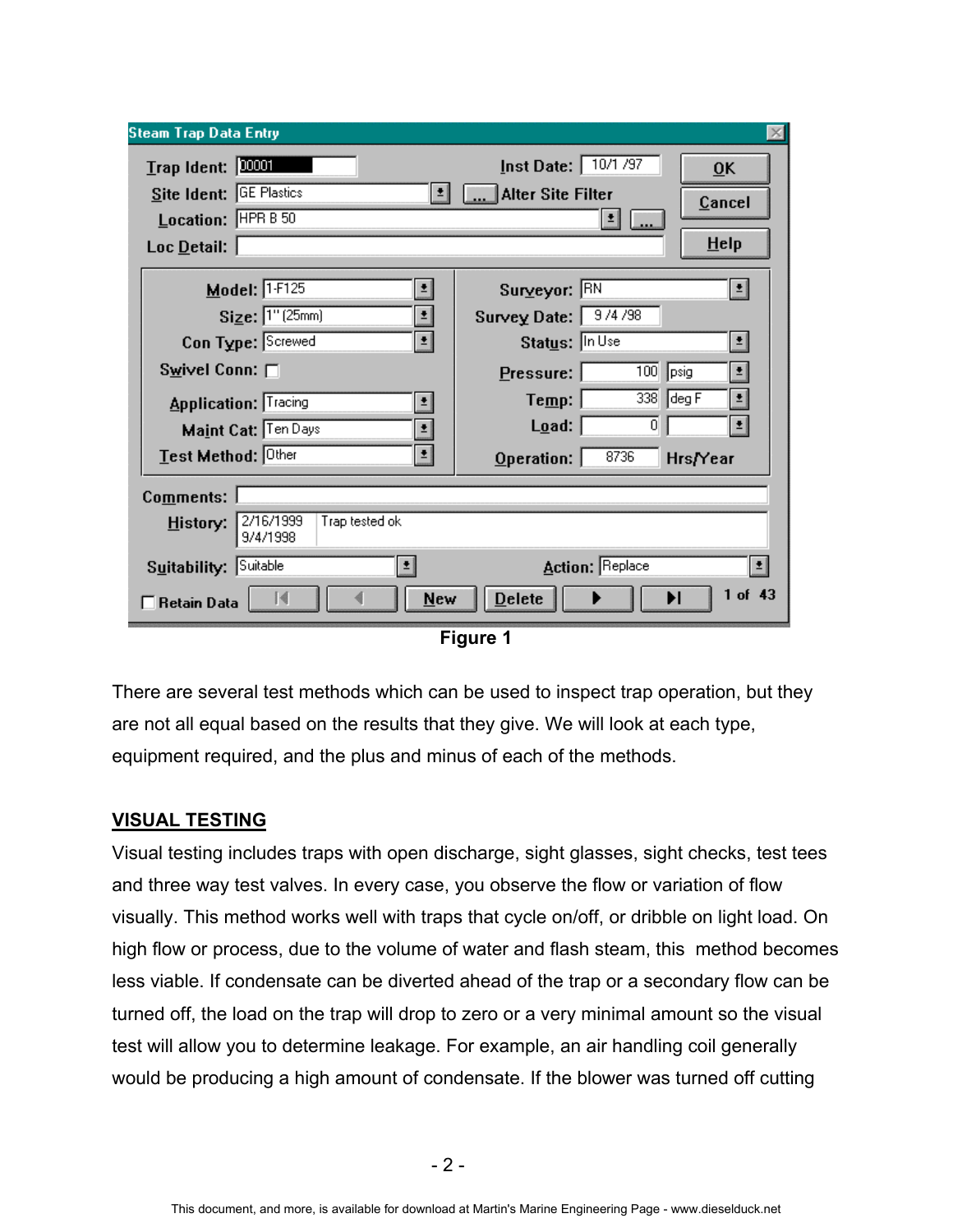**Figure 1**

There are several test methods which can be used to inspect trap operation, but they are not all equal based on the results that they give. We will look at each type, equipment required, and the plus and minus of each of the methods.

## VISUAL TESTING

Visual testing includes traps with open discharge, sight glasses, sight checks, test tees and three way test valves. In every case, you observe the flow or variation of flow visually. This method works well with traps that cycle on/off, or dribble on light load. On high flow or process, due to the volume of water and flash steam, this method becomes less viable. If condensate can be diverted ahead of the trap or a secondary flow can be turned off, the load on the trap will drop to zero or a very minimal amount so the visual test will allow you to determine leakage. For example, an air handling coil generally would be producing a high amount of condensate. If the blower was turned off cutting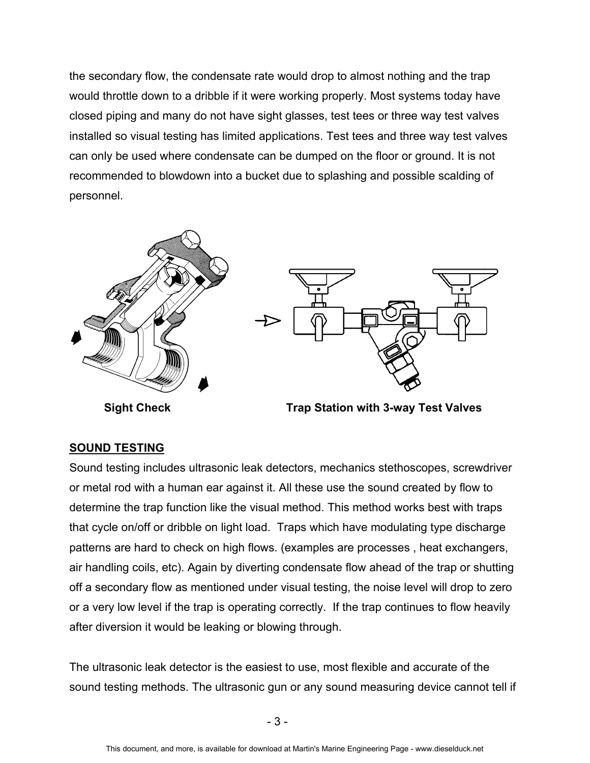the secondary flow, the condensate rate would drop to almost nothing and the trap would throttle down to a dribble if it were working properly. Most systems today have closed piping and many do not have sight glasses, test tees or three way test valves installed so visual testing has limited applications. Test tees and three way test valves can only be used where condensate can be dumped on the floor or ground. It is not recommended to blowdown into a bucket due to splashing and possible scalding of personnel.

**Sight Check** **Trap Station with 3-way Test Valves**

## SOUND TESTING

Sound testing includes ultrasonic leak detectors, mechanics stethoscopes, screwdriver or metal rod with a human ear against it. All these use the sound created by flow to determine the trap function like the visual method. This method works best with traps that cycle on/off or dribble on light load. Traps which have modulating type discharge patterns are hard to check on high flows. (examples are processes , heat exchangers, air handling coils, etc). Again by diverting condensate flow ahead of the trap or shutting off a secondary flow as mentioned under visual testing, the noise level will drop to zero or a very low level if the trap is operating correctly. If the trap continues to flow heavily after diversion it would be leaking or blowing through.

The ultrasonic leak detector is the easiest to use, most flexible and accurate of the sound testing methods. The ultrasonic gun or any sound measuring device cannot tell if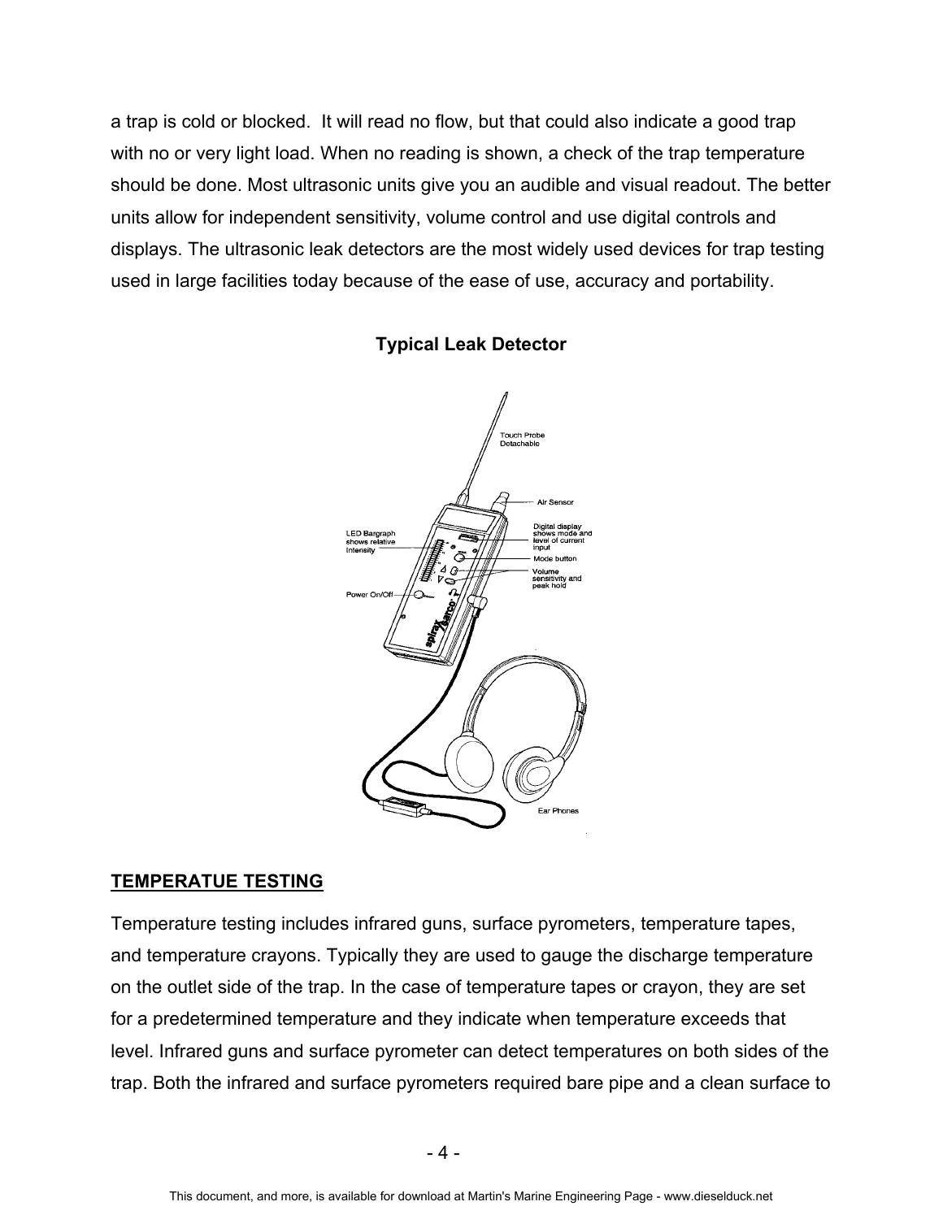a trap is cold or blocked. It will read no flow, but that could also indicate a good trap with no or very light load. When no reading is shown, a check of the trap temperature should be done. Most ultrasonic units give you an audible and visual readout. The better units allow for independent sensitivity, volume control and use digital controls and displays. The ultrasonic leak detectors are the most widely used devices for trap testing used in large facilities today because of the ease of use, accuracy and portability.

**Typical Leak Detector**

## TEMPERATUE TESTING

Temperature testing includes infrared guns, surface pyrometers, temperature tapes, and temperature crayons. Typically they are used to gauge the discharge temperature on the outlet side of the trap. In the case of temperature tapes or crayon, they are set for a predetermined temperature and they indicate when temperature exceeds that level. Infrared guns and surface pyrometer can detect temperatures on both sides of the trap. Both the infrared and surface pyrometers required bare pipe and a clean surface to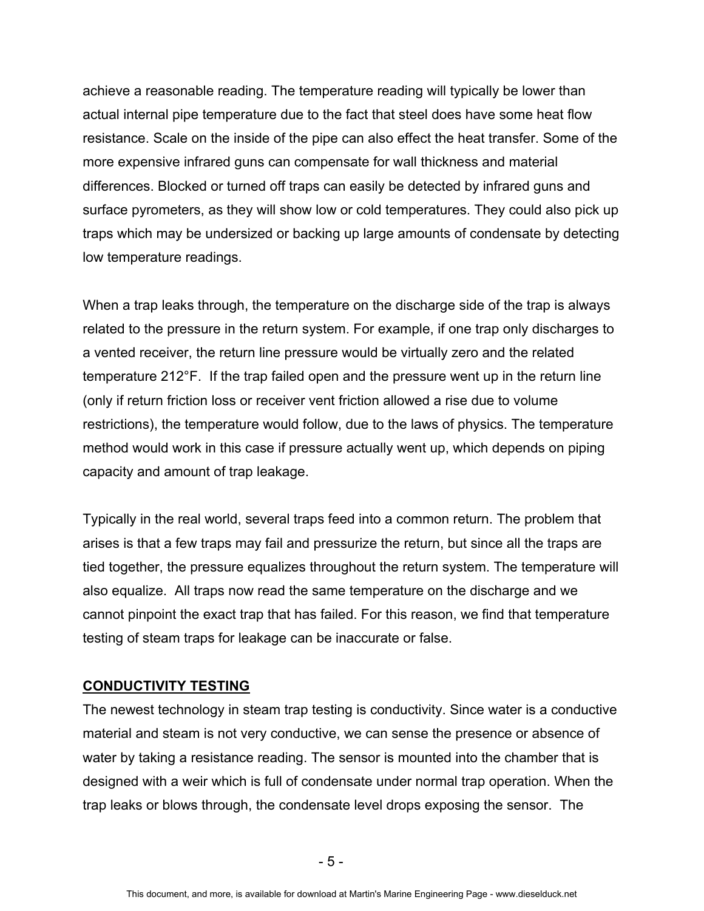achieve a reasonable reading. The temperature reading will typically be lower than actual internal pipe temperature due to the fact that steel does have some heat flow resistance. Scale on the inside of the pipe can also effect the heat transfer. Some of the more expensive infrared guns can compensate for wall thickness and material differences. Blocked or turned off traps can easily be detected by infrared guns and surface pyrometers, as they will show low or cold temperatures. They could also pick up traps which may be undersized or backing up large amounts of condensate by detecting low temperature readings.

When a trap leaks through, the temperature on the discharge side of the trap is always related to the pressure in the return system. For example, if one trap only discharges to a vented receiver, the return line pressure would be virtually zero and the related temperature 212°F. If the trap failed open and the pressure went up in the return line (only if return friction loss or receiver vent friction allowed a rise due to volume restrictions), the temperature would follow, due to the laws of physics. The temperature method would work in this case if pressure actually went up, which depends on piping capacity and amount of trap leakage.

Typically in the real world, several traps feed into a common return. The problem that arises is that a few traps may fail and pressurize the return, but since all the traps are tied together, the pressure equalizes throughout the return system. The temperature will also equalize. All traps now read the same temperature on the discharge and we cannot pinpoint the exact trap that has failed. For this reason, we find that temperature testing of steam traps for leakage can be inaccurate or false.

**CONDUCTIVITY TESTING**

The newest technology in steam trap testing is conductivity. Since water is a conductive material and steam is not very conductive, we can sense the presence or absence of water by taking a resistance reading. The sensor is mounted into the chamber that is designed with a weir which is full of condensate under normal trap operation. When the trap leaks or blows through, the condensate level drops exposing the sensor. The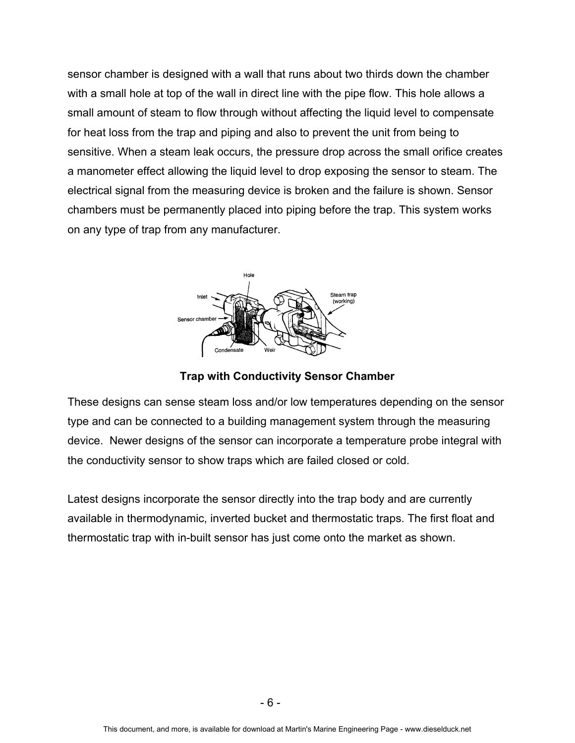sensor chamber is designed with a wall that runs about two thirds down the chamber with a small hole at top of the wall in direct line with the pipe flow. This hole allows a small amount of steam to flow through without affecting the liquid level to compensate for heat loss from the trap and piping and also to prevent the unit from being to sensitive. When a steam leak occurs, the pressure drop across the small orifice creates a manometer effect allowing the liquid level to drop exposing the sensor to steam. The electrical signal from the measuring device is broken and the failure is shown. Sensor chambers must be permanently placed into piping before the trap. This system works on any type of trap from any manufacturer.

**Trap with Conductivity Sensor Chamber**

These designs can sense steam loss and/or low temperatures depending on the sensor type and can be connected to a building management system through the measuring device. Newer designs of the sensor can incorporate a temperature probe integral with the conductivity sensor to show traps which are failed closed or cold.

Latest designs incorporate the sensor directly into the trap body and are currently available in thermodynamic, inverted bucket and thermostatic traps. The first float and thermostatic trap with in-built sensor has just come onto the market as shown.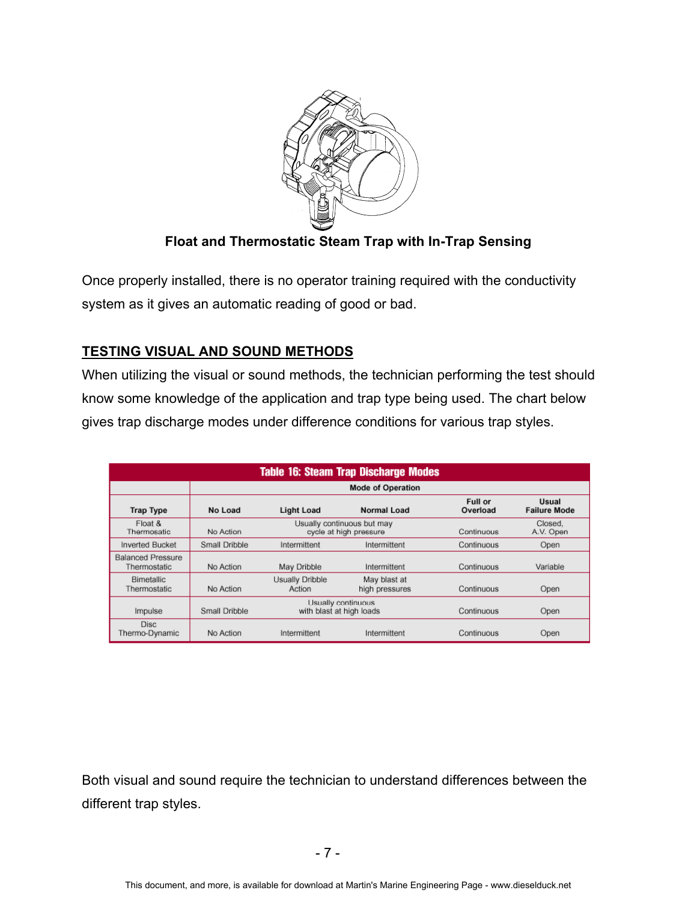**Float and Thermostatic Steam Trap with In-Trap Sensing**

Once properly installed, there is no operator training required with the conductivity system as it gives an automatic reading of good or bad.

## TESTING VISUAL AND SOUND METHODS

When utilizing the visual or sound methods, the technician performing the test should know some knowledge of the application and trap type being used. The chart below gives trap discharge modes under difference conditions for various trap styles.

**Table 16: Steam Trap Discharge Modes**

| | Mode of Operation | | | | |
|---|---|---|---|---|---|
| Trap Type | No Load | Light Load | Normal Load | Full or Overload | Usual Failure Mode |
| Float & Thermostatic | No Action | Usually continuous but may cycle at high pressure | | Continuous | Closed, A.V. Open |
| Inverted Bucket | Small Dribble | Intermittent | Intermittent | Continuous | Open |
| Balanced Pressure Thermostatic | No Action | May Dribble | Intermittent | Continuous | Variable |
| Bimetallic Thermostatic | No Action | Usually Dribble Action | May blast at high pressures | Continuous | Open |
| Impulse | Small Dribble | Usually continuous with blast at high loads | | Continuous | Open |
| Disc Thermo-Dynamic | No Action | Intermittent | Intermittent | Continuous | Open |

Both visual and sound require the technician to understand differences between the different trap styles.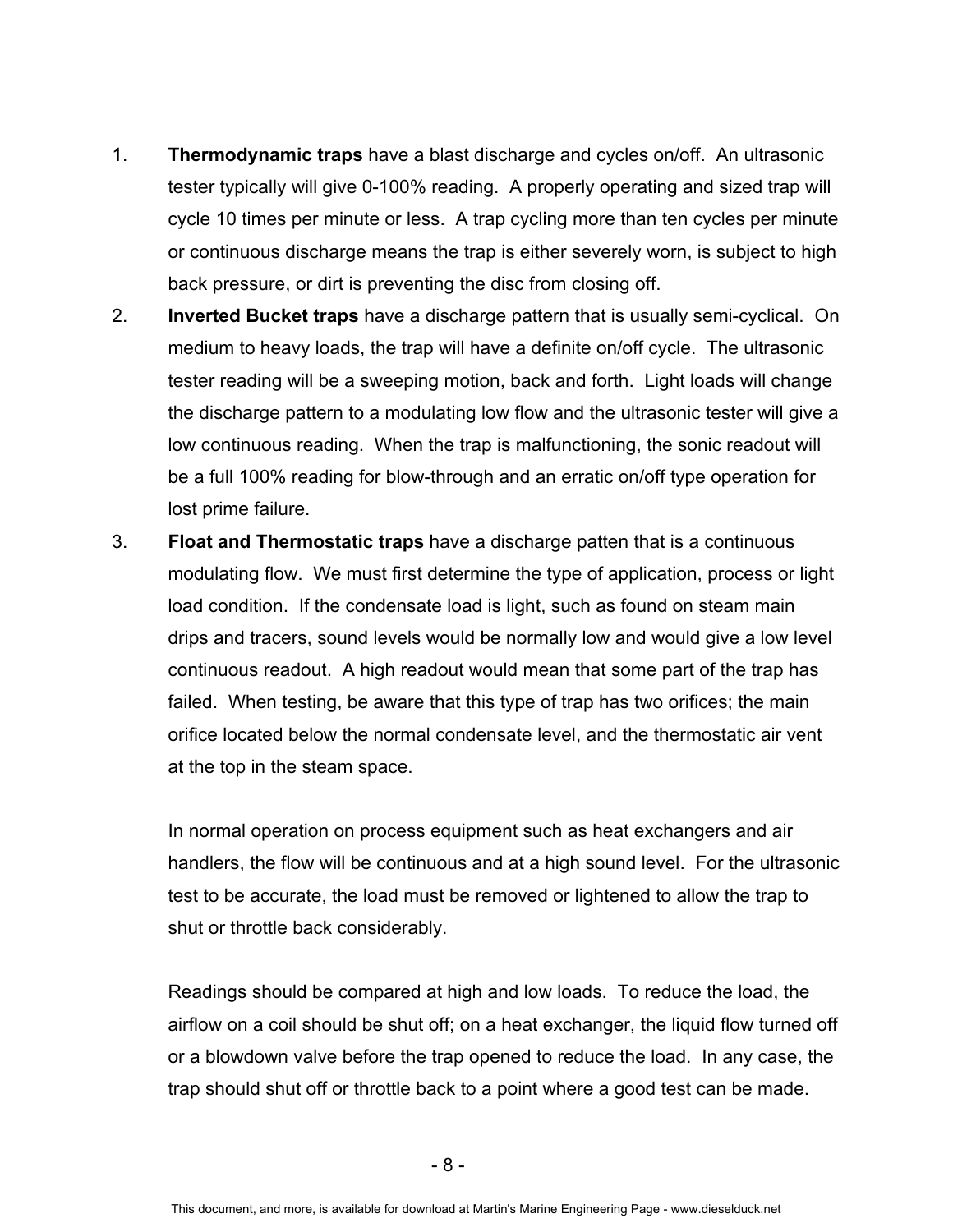1. **Thermodynamic traps** have a blast discharge and cycles on/off. An ultrasonic tester typically will give 0-100% reading. A properly operating and sized trap will cycle 10 times per minute or less. A trap cycling more than ten cycles per minute or continuous discharge means the trap is either severely worn, is subject to high back pressure, or dirt is preventing the disc from closing off.

2. **Inverted Bucket traps** have a discharge pattern that is usually semi-cyclical. On medium to heavy loads, the trap will have a definite on/off cycle. The ultrasonic tester reading will be a sweeping motion, back and forth. Light loads will change the discharge pattern to a modulating low flow and the ultrasonic tester will give a low continuous reading. When the trap is malfunctioning, the sonic readout will be a full 100% reading for blow-through and an erratic on/off type operation for lost prime failure.

3. **Float and Thermostatic traps** have a discharge patten that is a continuous modulating flow. We must first determine the type of application, process or light load condition. If the condensate load is light, such as found on steam main drips and tracers, sound levels would be normally low and would give a low level continuous readout. A high readout would mean that some part of the trap has failed. When testing, be aware that this type of trap has two orifices; the main orifice located below the normal condensate level, and the thermostatic air vent at the top in the steam space.

   In normal operation on process equipment such as heat exchangers and air handlers, the flow will be continuous and at a high sound level. For the ultrasonic test to be accurate, the load must be removed or lightened to allow the trap to shut or throttle back considerably.

   Readings should be compared at high and low loads. To reduce the load, the airflow on a coil should be shut off; on a heat exchanger, the liquid flow turned off or a blowdown valve before the trap opened to reduce the load. In any case, the trap should shut off or throttle back to a point where a good test can be made.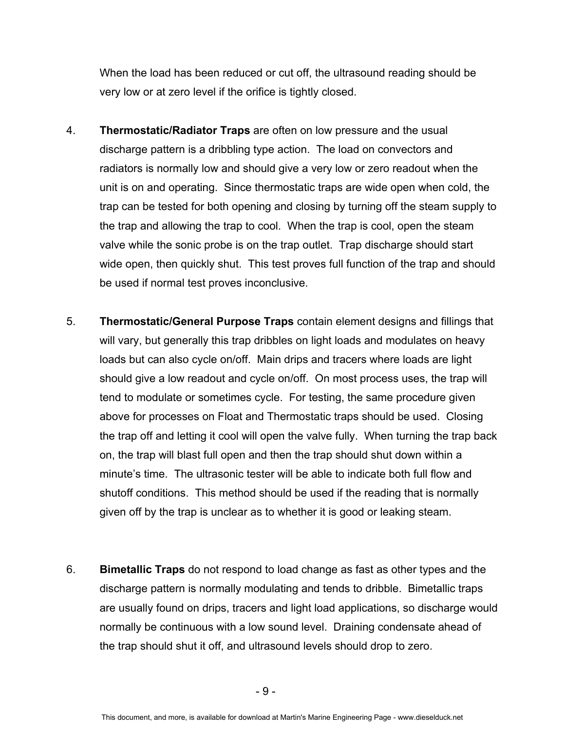When the load has been reduced or cut off, the ultrasound reading should be very low or at zero level if the orifice is tightly closed.

4. **Thermostatic/Radiator Traps** are often on low pressure and the usual discharge pattern is a dribbling type action. The load on convectors and radiators is normally low and should give a very low or zero readout when the unit is on and operating. Since thermostatic traps are wide open when cold, the trap can be tested for both opening and closing by turning off the steam supply to the trap and allowing the trap to cool. When the trap is cool, open the steam valve while the sonic probe is on the trap outlet. Trap discharge should start wide open, then quickly shut. This test proves full function of the trap and should be used if normal test proves inconclusive.

5. **Thermostatic/General Purpose Traps** contain element designs and fillings that will vary, but generally this trap dribbles on light loads and modulates on heavy loads but can also cycle on/off. Main drips and tracers where loads are light should give a low readout and cycle on/off. On most process uses, the trap will tend to modulate or sometimes cycle. For testing, the same procedure given above for processes on Float and Thermostatic traps should be used. Closing the trap off and letting it cool will open the valve fully. When turning the trap back on, the trap will blast full open and then the trap should shut down within a minute's time. The ultrasonic tester will be able to indicate both full flow and shutoff conditions. This method should be used if the reading that is normally given off by the trap is unclear as to whether it is good or leaking steam.

6. **Bimetallic Traps** do not respond to load change as fast as other types and the discharge pattern is normally modulating and tends to dribble. Bimetallic traps are usually found on drips, tracers and light load applications, so discharge would normally be continuous with a low sound level. Draining condensate ahead of the trap should shut it off, and ultrasound levels should drop to zero.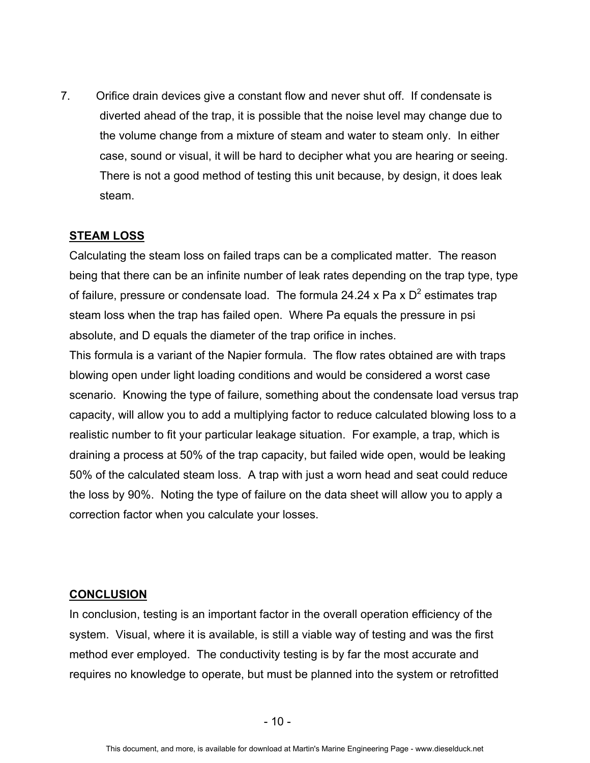7. Orifice drain devices give a constant flow and never shut off. If condensate is diverted ahead of the trap, it is possible that the noise level may change due to the volume change from a mixture of steam and water to steam only. In either case, sound or visual, it will be hard to decipher what you are hearing or seeing. There is not a good method of testing this unit because, by design, it does leak steam.

## STEAM LOSS

Calculating the steam loss on failed traps can be a complicated matter. The reason being that there can be an infinite number of leak rates depending on the trap type, type of failure, pressure or condensate load. The formula $24.24 \times Pa \times D^2$ estimates trap steam loss when the trap has failed open. Where Pa equals the pressure in psi absolute, and D equals the diameter of the trap orifice in inches.

This formula is a variant of the Napier formula. The flow rates obtained are with traps blowing open under light loading conditions and would be considered a worst case scenario. Knowing the type of failure, something about the condensate load versus trap capacity, will allow you to add a multiplying factor to reduce calculated blowing loss to a realistic number to fit your particular leakage situation. For example, a trap, which is draining a process at 50% of the trap capacity, but failed wide open, would be leaking 50% of the calculated steam loss. A trap with just a worn head and seat could reduce the loss by 90%. Noting the type of failure on the data sheet will allow you to apply a correction factor when you calculate your losses.

## CONCLUSION

In conclusion, testing is an important factor in the overall operation efficiency of the system. Visual, where it is available, is still a viable way of testing and was the first method ever employed. The conductivity testing is by far the most accurate and requires no knowledge to operate, but must be planned into the system or retrofitted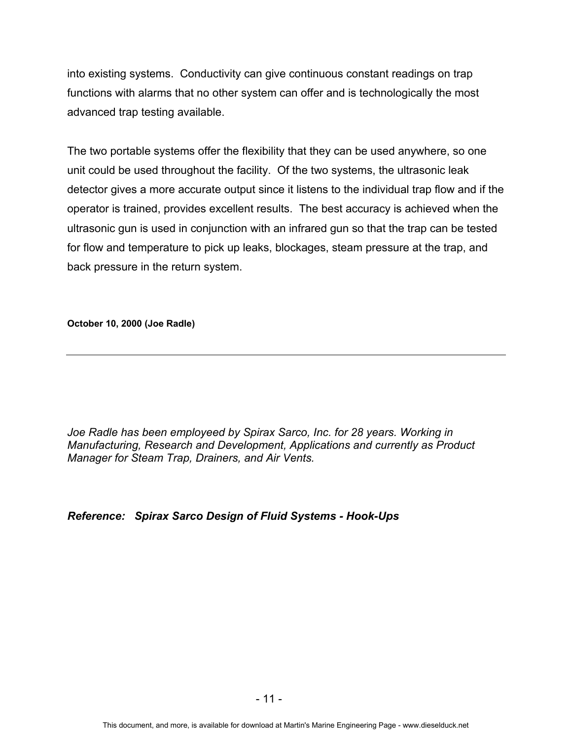into existing systems. Conductivity can give continuous constant readings on trap functions with alarms that no other system can offer and is technologically the most advanced trap testing available.

The two portable systems offer the flexibility that they can be used anywhere, so one unit could be used throughout the facility. Of the two systems, the ultrasonic leak detector gives a more accurate output since it listens to the individual trap flow and if the operator is trained, provides excellent results. The best accuracy is achieved when the ultrasonic gun is used in conjunction with an infrared gun so that the trap can be tested for flow and temperature to pick up leaks, blockages, steam pressure at the trap, and back pressure in the return system.

**October 10, 2000 (Joe Radle)**

---

*Joe Radle has been employeed by Spirax Sarco, Inc. for 28 years. Working in Manufacturing, Research and Development, Applications and currently as Product Manager for Steam Trap, Drainers, and Air Vents.*

***Reference: Spirax Sarco Design of Fluid Systems - Hook-Ups***

This document, and more, is available for download at Martin's Marine Engineering Page - www.dieselduck.net